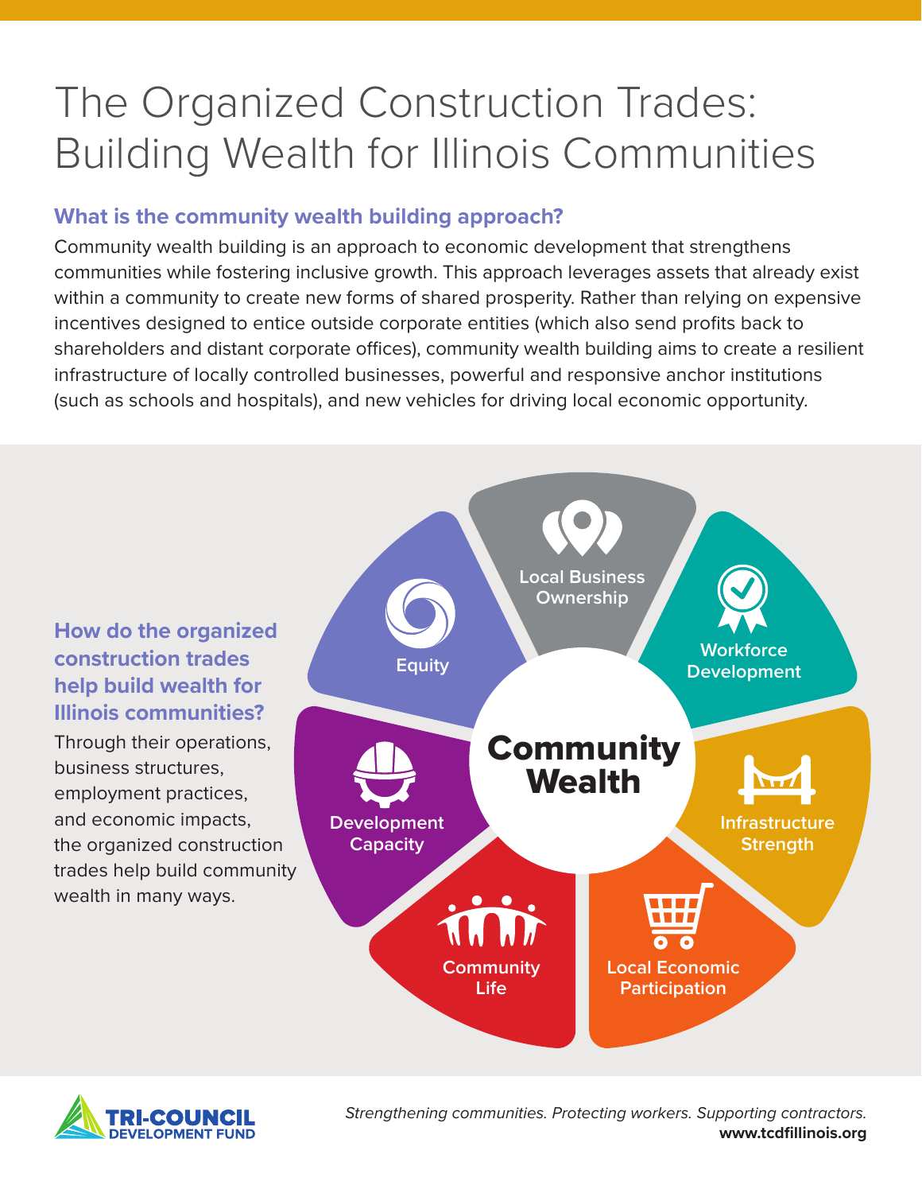# The Organized Construction Trades: Building Wealth for Illinois Communities

### What is the community wealth building approach?

Community wealth building is an approach to economic development that strengthens communities while fostering inclusive growth. This approach leverages assets that already exist within a community to create new forms of shared prosperity. Rather than relying on expensive incentives designed to entice outside corporate entities (which also send profits back to shareholders and distant corporate offices), community wealth building aims to create a resilient infrastructure of locally controlled businesses, powerful and responsive anchor institutions (such as schools and hospitals), and new vehicles for driving local economic opportunity.

### How do the organized construction trades help build wealth for Illinois communities?

Through their operations, business structures, employment practices, and economic impacts, the organized construction trades help build community wealth in many ways.

**Community Wealth**

- Local Business Ownership
- Workforce Development
- Infrastructure Strength
- Local Economic Participation
- Community Life
- Development Capacity
- Equity

TRI-COUNCIL DEVELOPMENT FUND

*Strengthening communities. Protecting workers. Supporting contractors.*
**www.tcdfillinois.org**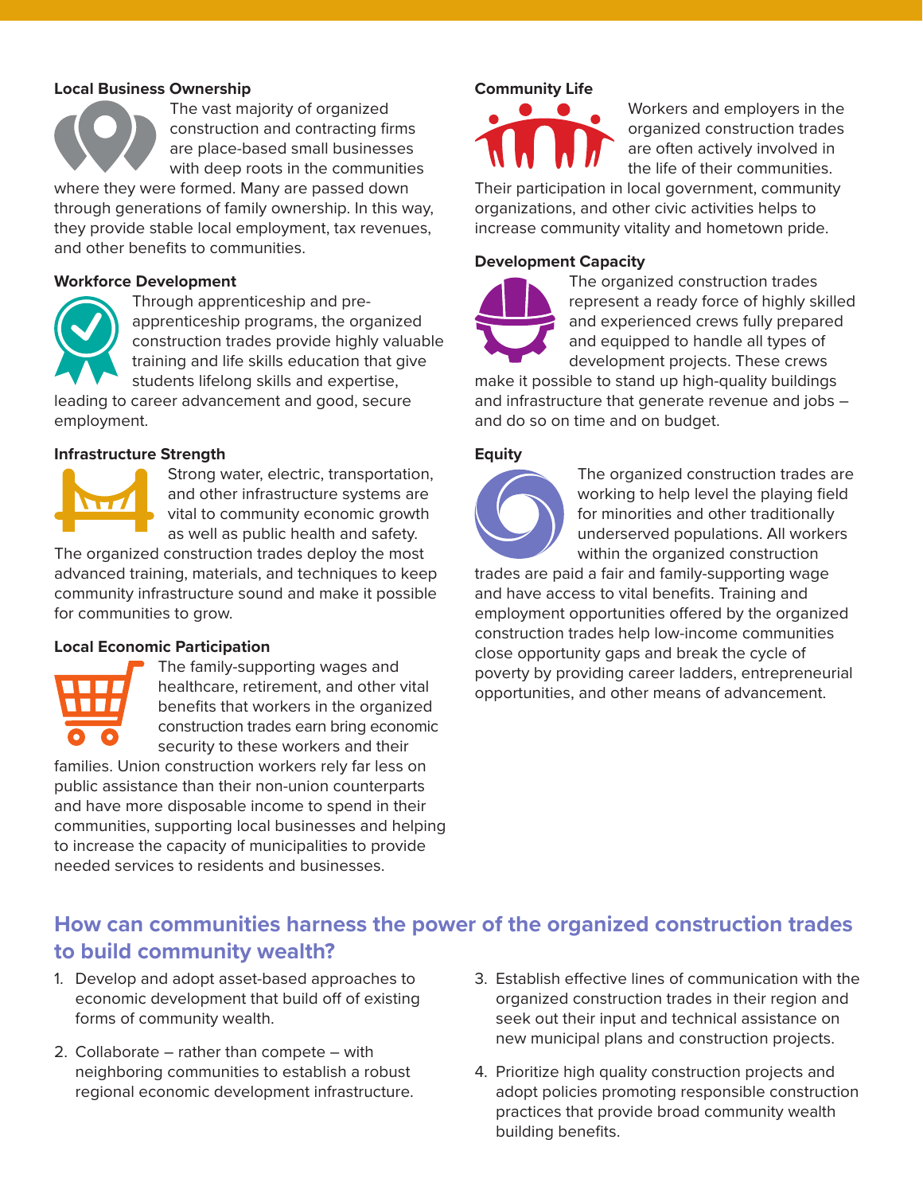### Local Business Ownership

The vast majority of organized construction and contracting firms are place-based small businesses with deep roots in the communities where they were formed. Many are passed down through generations of family ownership. In this way, they provide stable local employment, tax revenues, and other benefits to communities.

### Workforce Development

Through apprenticeship and pre-apprenticeship programs, the organized construction trades provide highly valuable training and life skills education that give students lifelong skills and expertise, leading to career advancement and good, secure employment.

### Infrastructure Strength

Strong water, electric, transportation, and other infrastructure systems are vital to community economic growth as well as public health and safety. The organized construction trades deploy the most advanced training, materials, and techniques to keep community infrastructure sound and make it possible for communities to grow.

### Local Economic Participation

The family-supporting wages and healthcare, retirement, and other vital benefits that workers in the organized construction trades earn bring economic security to these workers and their families. Union construction workers rely far less on public assistance than their non-union counterparts and have more disposable income to spend in their communities, supporting local businesses and helping to increase the capacity of municipalities to provide needed services to residents and businesses.

### Community Life

Workers and employers in the organized construction trades are often actively involved in the life of their communities. Their participation in local government, community organizations, and other civic activities helps to increase community vitality and hometown pride.

### Development Capacity

The organized construction trades represent a ready force of highly skilled and experienced crews fully prepared and equipped to handle all types of development projects. These crews make it possible to stand up high-quality buildings and infrastructure that generate revenue and jobs – and do so on time and on budget.

### Equity

The organized construction trades are working to help level the playing field for minorities and other traditionally underserved populations. All workers within the organized construction trades are paid a fair and family-supporting wage and have access to vital benefits. Training and employment opportunities offered by the organized construction trades help low-income communities close opportunity gaps and break the cycle of poverty by providing career ladders, entrepreneurial opportunities, and other means of advancement.

## How can communities harness the power of the organized construction trades to build community wealth?

1. Develop and adopt asset-based approaches to economic development that build off of existing forms of community wealth.
2. Collaborate – rather than compete – with neighboring communities to establish a robust regional economic development infrastructure.
3. Establish effective lines of communication with the organized construction trades in their region and seek out their input and technical assistance on new municipal plans and construction projects.
4. Prioritize high quality construction projects and adopt policies promoting responsible construction practices that provide broad community wealth building benefits.